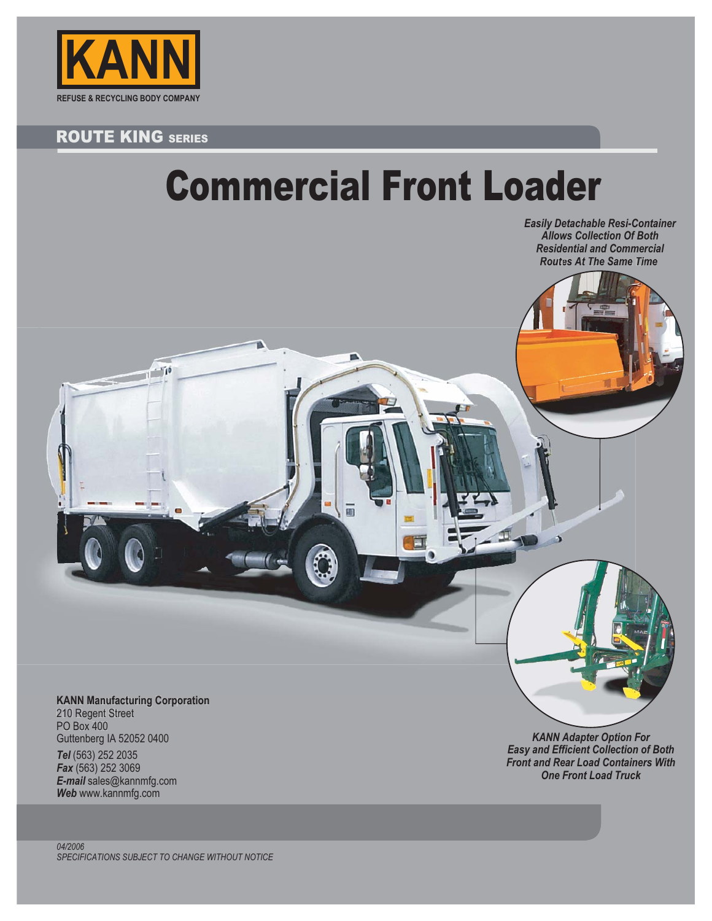**KANN**

REFUSE & RECYCLING BODY COMPANY

## ROUTE KING SERIES

# Commercial Front Loader

***Easily Detachable Resi-Container Allows Collection Of Both Residential and Commercial Routes At The Same Time***

***KANN Adapter Option For Easy and Efficient Collection of Both Front and Rear Load Containers With One Front Load Truck***

**KANN Manufacturing Corporation**
210 Regent Street
PO Box 400
Guttenberg IA 52052 0400

***Tel*** (563) 252 2035
***Fax*** (563) 252 3069
***E-mail*** sales@kannmfg.com
***Web*** www.kannmfg.com

*04/2006*
*SPECIFICATIONS SUBJECT TO CHANGE WITHOUT NOTICE*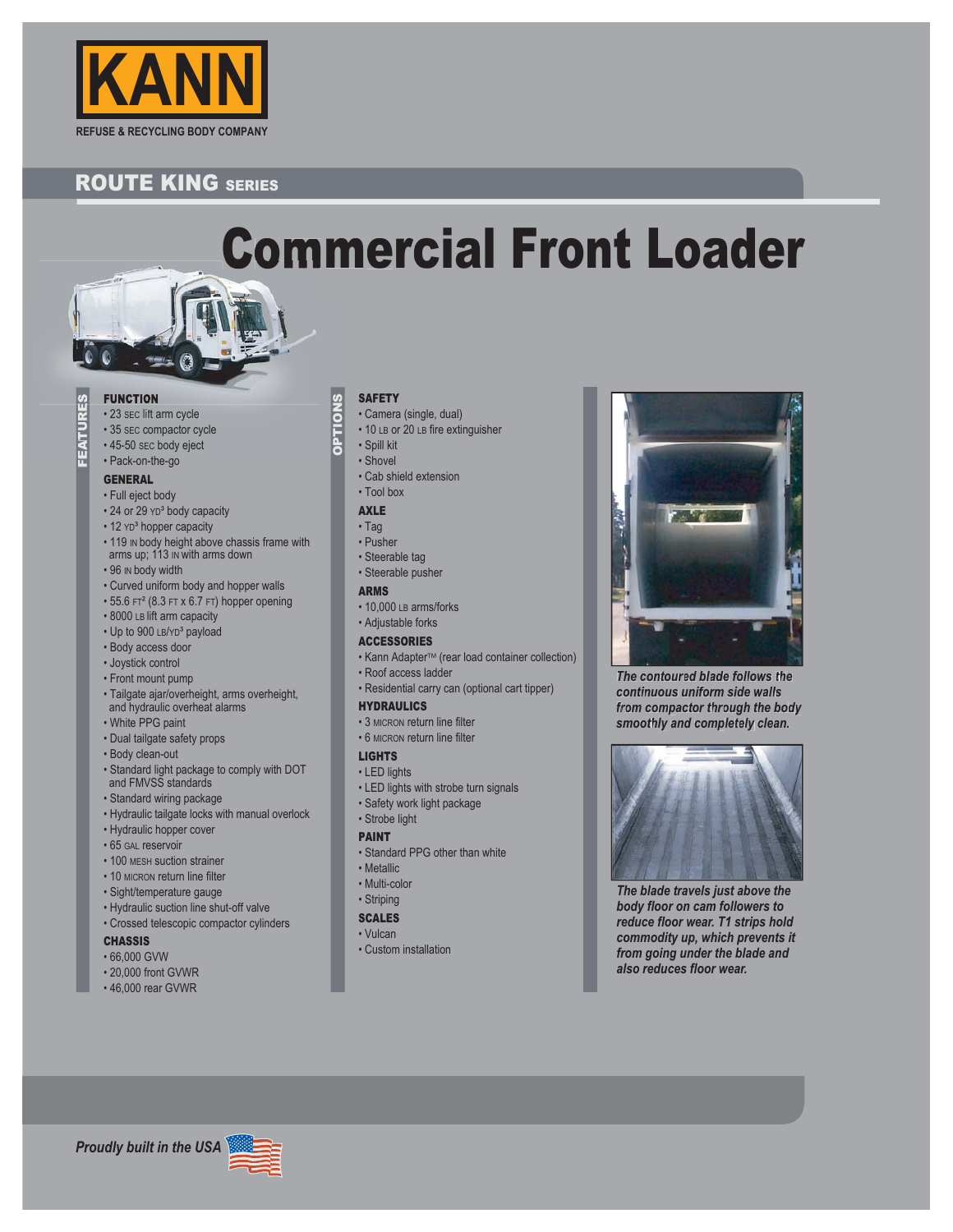KANN

REFUSE & RECYCLING BODY COMPANY

## ROUTE KING SERIES

# Commercial Front Loader

## FEATURES

### FUNCTION

- 23 SEC lift arm cycle
- 35 SEC compactor cycle
- 45-50 SEC body eject
- Pack-on-the-go

### GENERAL

- Full eject body
- 24 or 29 YD³ body capacity
- 12 YD³ hopper capacity
- 119 IN body height above chassis frame with arms up; 113 IN with arms down
- 96 IN body width
- Curved uniform body and hopper walls
- 55.6 FT² (8.3 FT x 6.7 FT) hopper opening
- 8000 LB lift arm capacity
- Up to 900 LB/YD³ payload
- Body access door
- Joystick control
- Front mount pump
- Tailgate ajar/overheight, arms overheight, and hydraulic overheat alarms
- White PPG paint
- Dual tailgate safety props
- Body clean-out
- Standard light package to comply with DOT and FMVSS standards
- Standard wiring package
- Hydraulic tailgate locks with manual overlock
- Hydraulic hopper cover
- 65 GAL reservoir
- 100 MESH suction strainer
- 10 MICRON return line filter
- Sight/temperature gauge
- Hydraulic suction line shut-off valve
- Crossed telescopic compactor cylinders

### CHASSIS

- 66,000 GVW
- 20,000 front GVWR
- 46,000 rear GVWR

## OPTIONS

### SAFETY

- Camera (single, dual)
- 10 LB or 20 LB fire extinguisher
- Spill kit
- Shovel
- Cab shield extension
- Tool box

### AXLE

- Tag
- Pusher
- Steerable tag
- Steerable pusher

### ARMS

- 10,000 LB arms/forks
- Adjustable forks

### ACCESSORIES

- Kann Adapter™ (rear load container collection)
- Roof access ladder
- Residential carry can (optional cart tipper)

### HYDRAULICS

- 3 MICRON return line filter
- 6 MICRON return line filter

### LIGHTS

- LED lights
- LED lights with strobe turn signals
- Safety work light package
- Strobe light

### PAINT

- Standard PPG other than white
- Metallic
- Multi-color
- Striping

### SCALES

- Vulcan
- Custom installation

*The contoured blade follows the continuous uniform side walls from compactor through the body smoothly and completely clean.*

*The blade travels just above the body floor on cam followers to reduce floor wear. T1 strips hold commodity up, which prevents it from going under the blade and also reduces floor wear.*

*Proudly built in the USA*